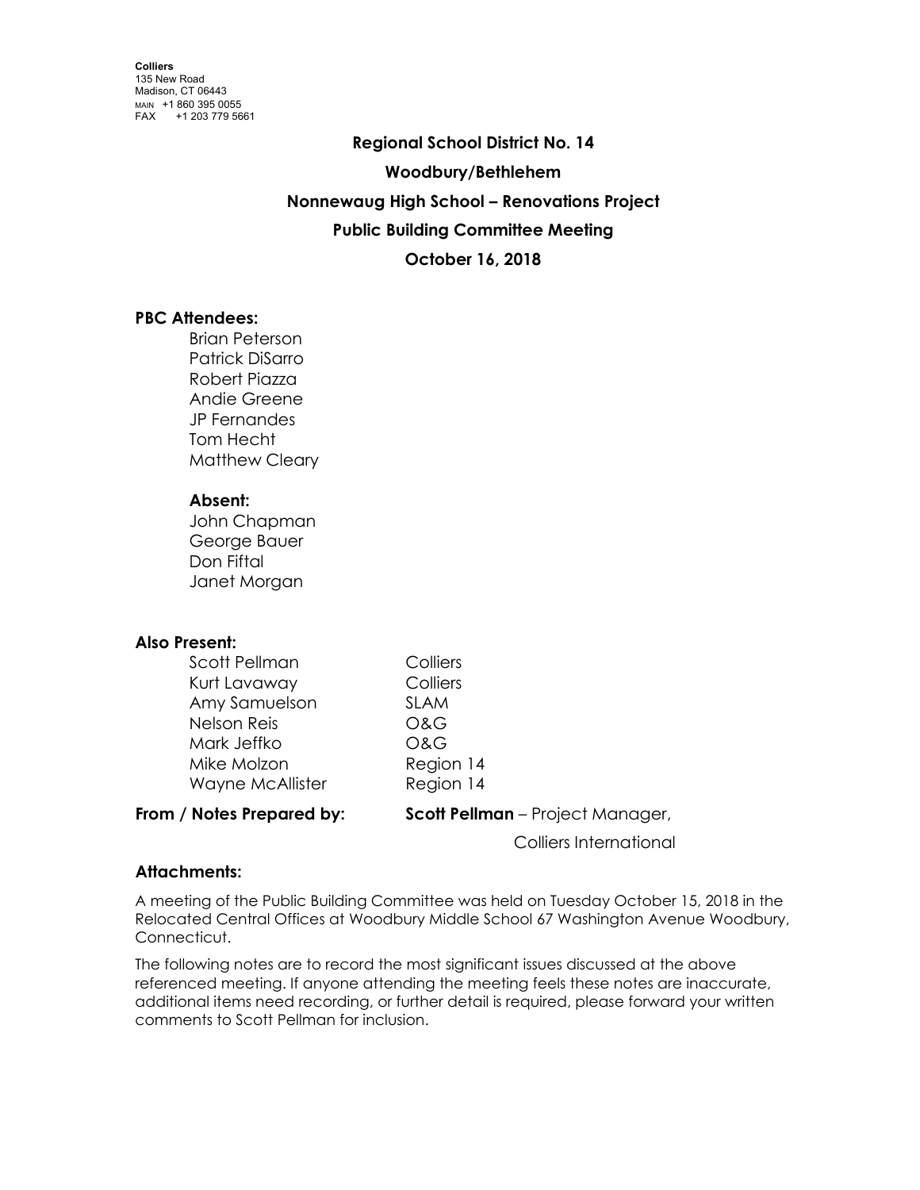**Colliers**
135 New Road
Madison, CT 06443
MAIN +1 860 395 0055
FAX +1 203 779 5661

# Regional School District No. 14

## Woodbury/Bethlehem

## Nonnewaug High School – Renovations Project

## Public Building Committee Meeting

## October 16, 2018

### PBC Attendees:

Brian Peterson
Patrick DiSarro
Robert Piazza
Andie Greene
JP Fernandes
Tom Hecht
Matthew Cleary

**Absent:**

John Chapman
George Bauer
Don Fiftal
Janet Morgan

### Also Present:

| | |
|---|---|
| Scott Pellman | Colliers |
| Kurt Lavaway | Colliers |
| Amy Samuelson | SLAM |
| Nelson Reis | O&G |
| Mark Jeffko | O&G |
| Mike Molzon | Region 14 |
| Wayne McAllister | Region 14 |

**From / Notes Prepared by:** **Scott Pellman** – Project Manager, Colliers International

### Attachments:

A meeting of the Public Building Committee was held on Tuesday October 15, 2018 in the Relocated Central Offices at Woodbury Middle School 67 Washington Avenue Woodbury, Connecticut.

The following notes are to record the most significant issues discussed at the above referenced meeting. If anyone attending the meeting feels these notes are inaccurate, additional items need recording, or further detail is required, please forward your written comments to Scott Pellman for inclusion.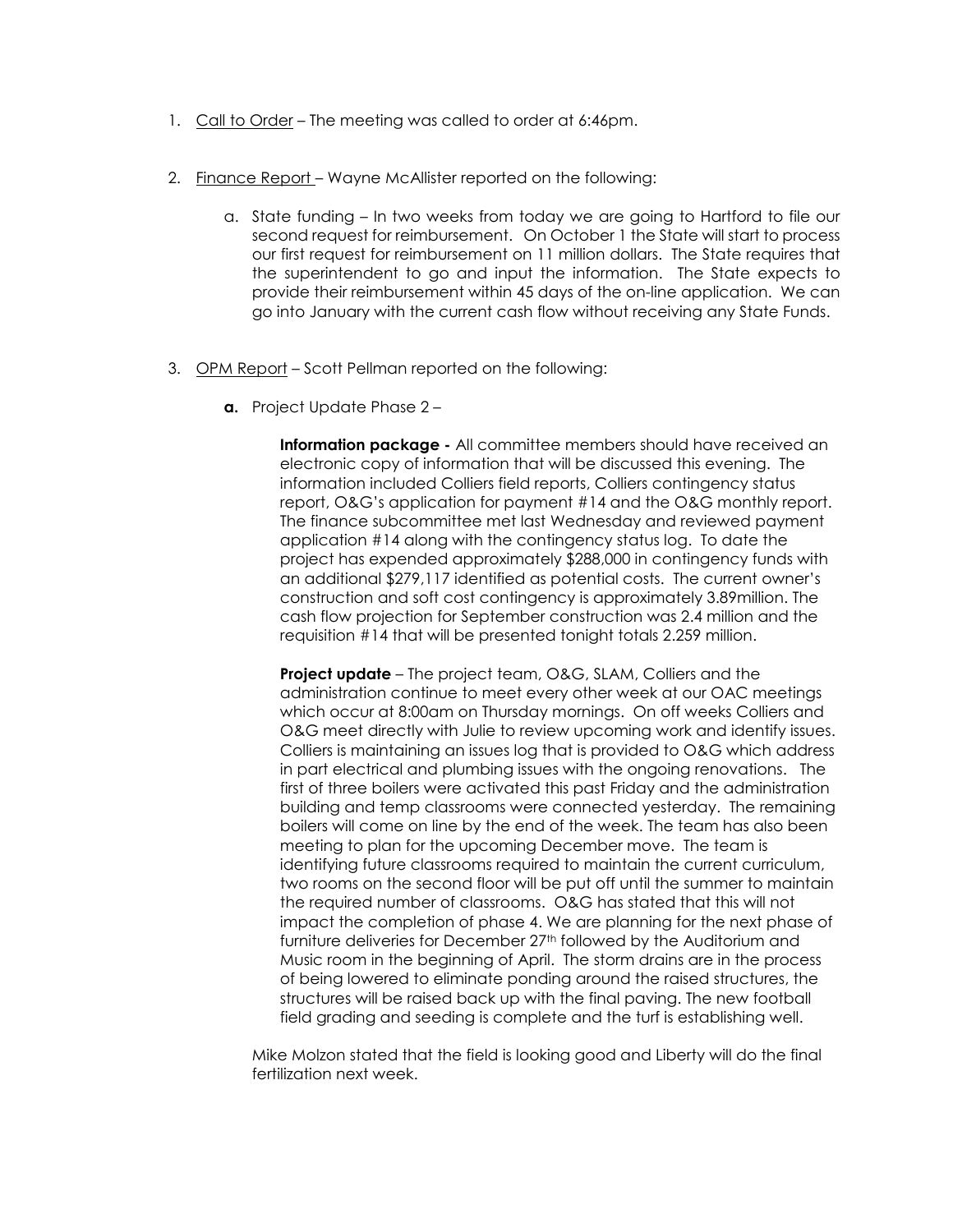1. Call to Order – The meeting was called to order at 6:46pm.

2. Finance Report – Wayne McAllister reported on the following:

   a. State funding – In two weeks from today we are going to Hartford to file our second request for reimbursement. On October 1 the State will start to process our first request for reimbursement on 11 million dollars. The State requires that the superintendent to go and input the information. The State expects to provide their reimbursement within 45 days of the on-line application. We can go into January with the current cash flow without receiving any State Funds.

3. OPM Report – Scott Pellman reported on the following:

   **a.** Project Update Phase 2 –

   **Information package -** All committee members should have received an electronic copy of information that will be discussed this evening. The information included Colliers field reports, Colliers contingency status report, O&G's application for payment #14 and the O&G monthly report. The finance subcommittee met last Wednesday and reviewed payment application #14 along with the contingency status log. To date the project has expended approximately $288,000 in contingency funds with an additional $279,117 identified as potential costs. The current owner's construction and soft cost contingency is approximately 3.89million. The cash flow projection for September construction was 2.4 million and the requisition #14 that will be presented tonight totals 2.259 million.

   **Project update** – The project team, O&G, SLAM, Colliers and the administration continue to meet every other week at our OAC meetings which occur at 8:00am on Thursday mornings. On off weeks Colliers and O&G meet directly with Julie to review upcoming work and identify issues. Colliers is maintaining an issues log that is provided to O&G which address in part electrical and plumbing issues with the ongoing renovations. The first of three boilers were activated this past Friday and the administration building and temp classrooms were connected yesterday. The remaining boilers will come on line by the end of the week. The team has also been meeting to plan for the upcoming December move. The team is identifying future classrooms required to maintain the current curriculum, two rooms on the second floor will be put off until the summer to maintain the required number of classrooms. O&G has stated that this will not impact the completion of phase 4. We are planning for the next phase of furniture deliveries for December 27th followed by the Auditorium and Music room in the beginning of April. The storm drains are in the process of being lowered to eliminate ponding around the raised structures, the structures will be raised back up with the final paving. The new football field grading and seeding is complete and the turf is establishing well.

   Mike Molzon stated that the field is looking good and Liberty will do the final fertilization next week.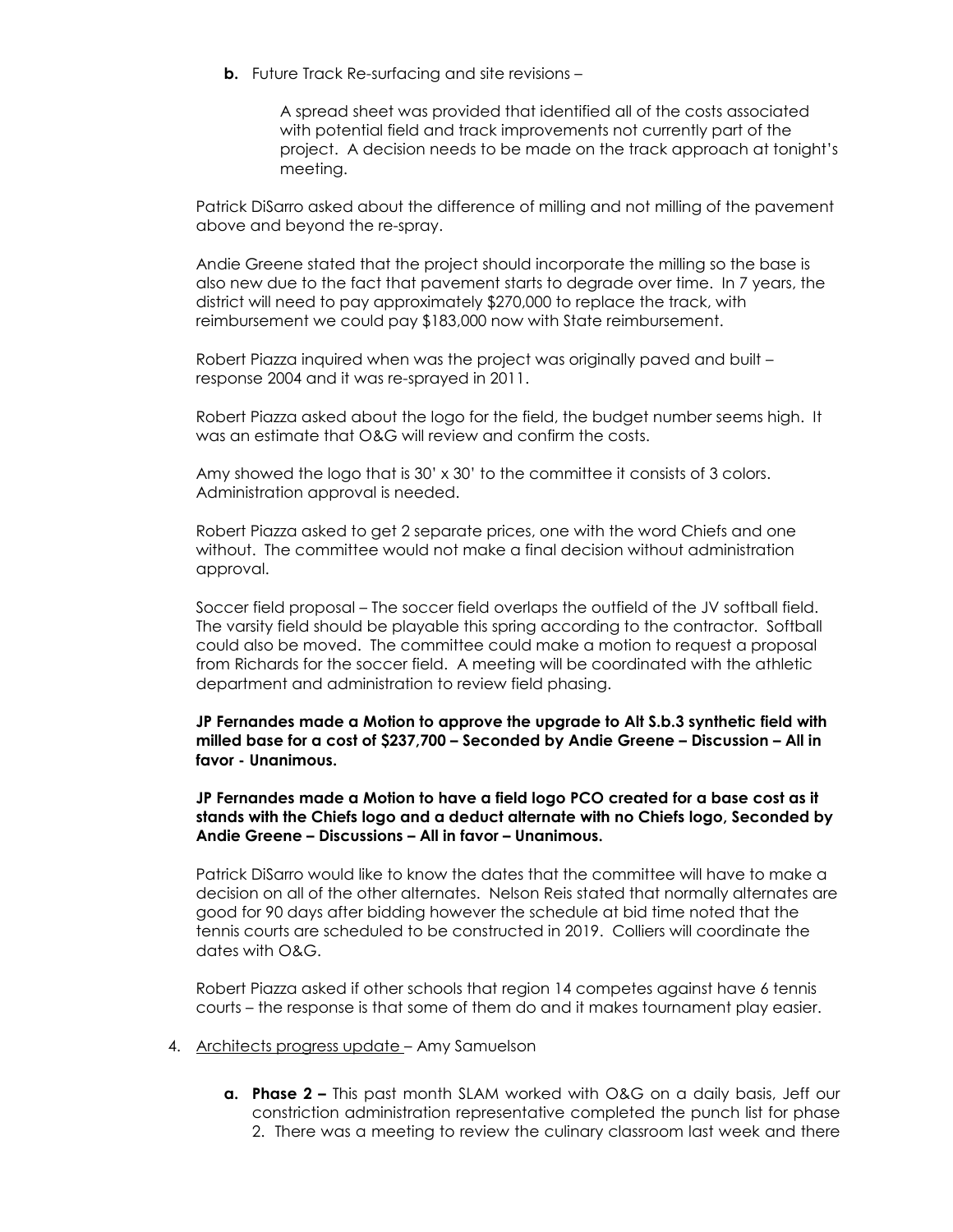**b.** Future Track Re-surfacing and site revisions –

A spread sheet was provided that identified all of the costs associated with potential field and track improvements not currently part of the project. A decision needs to be made on the track approach at tonight's meeting.

Patrick DiSarro asked about the difference of milling and not milling of the pavement above and beyond the re-spray.

Andie Greene stated that the project should incorporate the milling so the base is also new due to the fact that pavement starts to degrade over time. In 7 years, the district will need to pay approximately $270,000 to replace the track, with reimbursement we could pay $183,000 now with State reimbursement.

Robert Piazza inquired when was the project was originally paved and built – response 2004 and it was re-sprayed in 2011.

Robert Piazza asked about the logo for the field, the budget number seems high. It was an estimate that O&G will review and confirm the costs.

Amy showed the logo that is 30' x 30' to the committee it consists of 3 colors. Administration approval is needed.

Robert Piazza asked to get 2 separate prices, one with the word Chiefs and one without. The committee would not make a final decision without administration approval.

Soccer field proposal – The soccer field overlaps the outfield of the JV softball field. The varsity field should be playable this spring according to the contractor. Softball could also be moved. The committee could make a motion to request a proposal from Richards for the soccer field. A meeting will be coordinated with the athletic department and administration to review field phasing.

**JP Fernandes made a Motion to approve the upgrade to Alt S.b.3 synthetic field with milled base for a cost of $237,700 – Seconded by Andie Greene – Discussion – All in favor - Unanimous.**

**JP Fernandes made a Motion to have a field logo PCO created for a base cost as it stands with the Chiefs logo and a deduct alternate with no Chiefs logo, Seconded by Andie Greene – Discussions – All in favor – Unanimous.**

Patrick DiSarro would like to know the dates that the committee will have to make a decision on all of the other alternates. Nelson Reis stated that normally alternates are good for 90 days after bidding however the schedule at bid time noted that the tennis courts are scheduled to be constructed in 2019. Colliers will coordinate the dates with O&G.

Robert Piazza asked if other schools that region 14 competes against have 6 tennis courts – the response is that some of them do and it makes tournament play easier.

4. Architects progress update – Amy Samuelson

   **a. Phase 2 –** This past month SLAM worked with O&G on a daily basis, Jeff our constriction administration representative completed the punch list for phase 2. There was a meeting to review the culinary classroom last week and there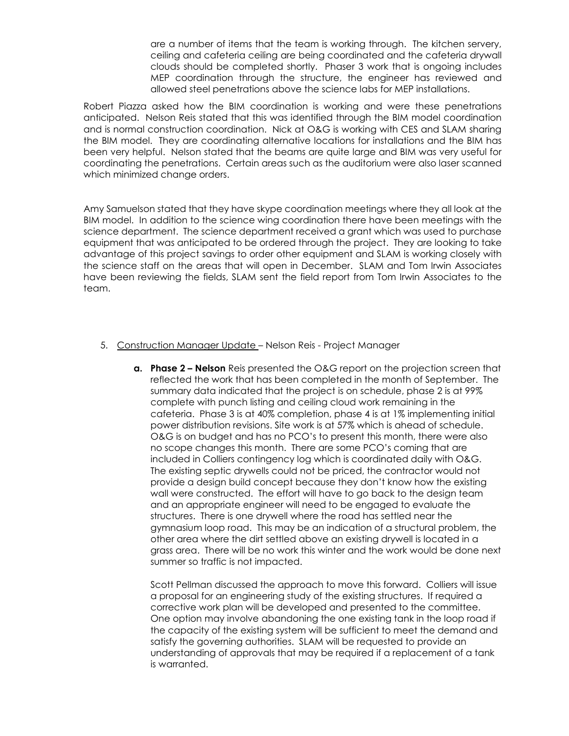are a number of items that the team is working through. The kitchen servery, ceiling and cafeteria ceiling are being coordinated and the cafeteria drywall clouds should be completed shortly. Phaser 3 work that is ongoing includes MEP coordination through the structure, the engineer has reviewed and allowed steel penetrations above the science labs for MEP installations.

Robert Piazza asked how the BIM coordination is working and were these penetrations anticipated. Nelson Reis stated that this was identified through the BIM model coordination and is normal construction coordination. Nick at O&G is working with CES and SLAM sharing the BIM model. They are coordinating alternative locations for installations and the BIM has been very helpful. Nelson stated that the beams are quite large and BIM was very useful for coordinating the penetrations. Certain areas such as the auditorium were also laser scanned which minimized change orders.

Amy Samuelson stated that they have skype coordination meetings where they all look at the BIM model. In addition to the science wing coordination there have been meetings with the science department. The science department received a grant which was used to purchase equipment that was anticipated to be ordered through the project. They are looking to take advantage of this project savings to order other equipment and SLAM is working closely with the science staff on the areas that will open in December. SLAM and Tom Irwin Associates have been reviewing the fields, SLAM sent the field report from Tom Irwin Associates to the team.

5. Construction Manager Update – Nelson Reis - Project Manager

   a. **Phase 2 – Nelson** Reis presented the O&G report on the projection screen that reflected the work that has been completed in the month of September. The summary data indicated that the project is on schedule, phase 2 is at 99% complete with punch listing and ceiling cloud work remaining in the cafeteria. Phase 3 is at 40% completion, phase 4 is at 1% implementing initial power distribution revisions. Site work is at 57% which is ahead of schedule. O&G is on budget and has no PCO's to present this month, there were also no scope changes this month. There are some PCO's coming that are included in Colliers contingency log which is coordinated daily with O&G. The existing septic drywells could not be priced, the contractor would not provide a design build concept because they don't know how the existing wall were constructed. The effort will have to go back to the design team and an appropriate engineer will need to be engaged to evaluate the structures. There is one drywell where the road has settled near the gymnasium loop road. This may be an indication of a structural problem, the other area where the dirt settled above an existing drywell is located in a grass area. There will be no work this winter and the work would be done next summer so traffic is not impacted.

      Scott Pellman discussed the approach to move this forward. Colliers will issue a proposal for an engineering study of the existing structures. If required a corrective work plan will be developed and presented to the committee. One option may involve abandoning the one existing tank in the loop road if the capacity of the existing system will be sufficient to meet the demand and satisfy the governing authorities. SLAM will be requested to provide an understanding of approvals that may be required if a replacement of a tank is warranted.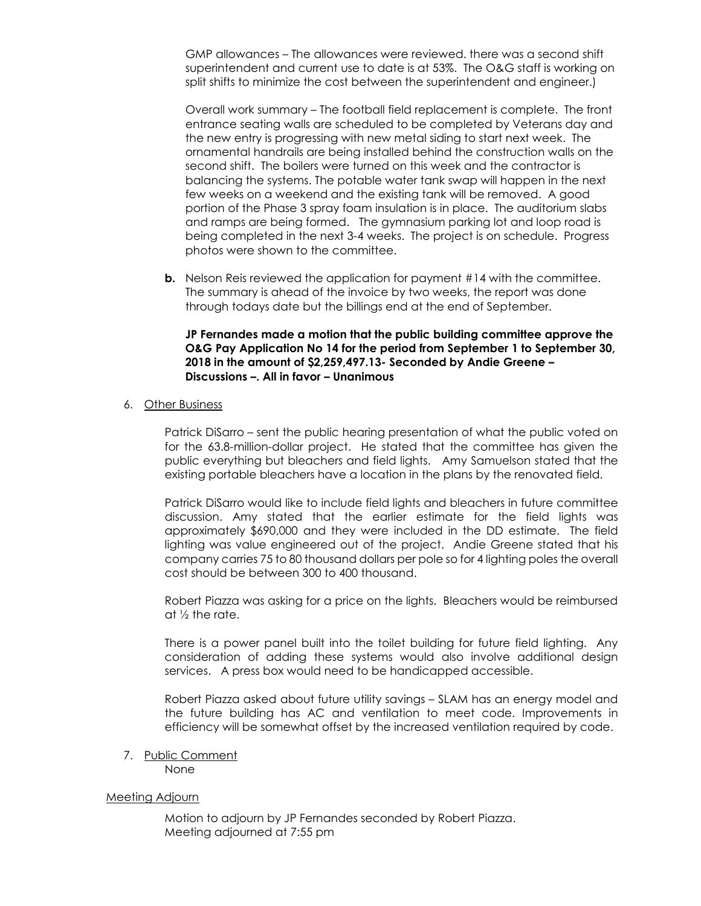GMP allowances – The allowances were reviewed. there was a second shift superintendent and current use to date is at 53%. The O&G staff is working on split shifts to minimize the cost between the superintendent and engineer.)

Overall work summary – The football field replacement is complete. The front entrance seating walls are scheduled to be completed by Veterans day and the new entry is progressing with new metal siding to start next week. The ornamental handrails are being installed behind the construction walls on the second shift. The boilers were turned on this week and the contractor is balancing the systems. The potable water tank swap will happen in the next few weeks on a weekend and the existing tank will be removed. A good portion of the Phase 3 spray foam insulation is in place. The auditorium slabs and ramps are being formed. The gymnasium parking lot and loop road is being completed in the next 3-4 weeks. The project is on schedule. Progress photos were shown to the committee.

**b.** Nelson Reis reviewed the application for payment #14 with the committee. The summary is ahead of the invoice by two weeks, the report was done through todays date but the billings end at the end of September.

**JP Fernandes made a motion that the public building committee approve the O&G Pay Application No 14 for the period from September 1 to September 30, 2018 in the amount of $2,259,497.13- Seconded by Andie Greene – Discussions –. All in favor – Unanimous**

6. Other Business

Patrick DiSarro – sent the public hearing presentation of what the public voted on for the 63.8-million-dollar project. He stated that the committee has given the public everything but bleachers and field lights. Amy Samuelson stated that the existing portable bleachers have a location in the plans by the renovated field.

Patrick DiSarro would like to include field lights and bleachers in future committee discussion. Amy stated that the earlier estimate for the field lights was approximately $690,000 and they were included in the DD estimate. The field lighting was value engineered out of the project. Andie Greene stated that his company carries 75 to 80 thousand dollars per pole so for 4 lighting poles the overall cost should be between 300 to 400 thousand.

Robert Piazza was asking for a price on the lights. Bleachers would be reimbursed at ½ the rate.

There is a power panel built into the toilet building for future field lighting. Any consideration of adding these systems would also involve additional design services. A press box would need to be handicapped accessible.

Robert Piazza asked about future utility savings – SLAM has an energy model and the future building has AC and ventilation to meet code. Improvements in efficiency will be somewhat offset by the increased ventilation required by code.

7. Public Comment

None

Meeting Adjourn

Motion to adjourn by JP Fernandes seconded by Robert Piazza.
Meeting adjourned at 7:55 pm